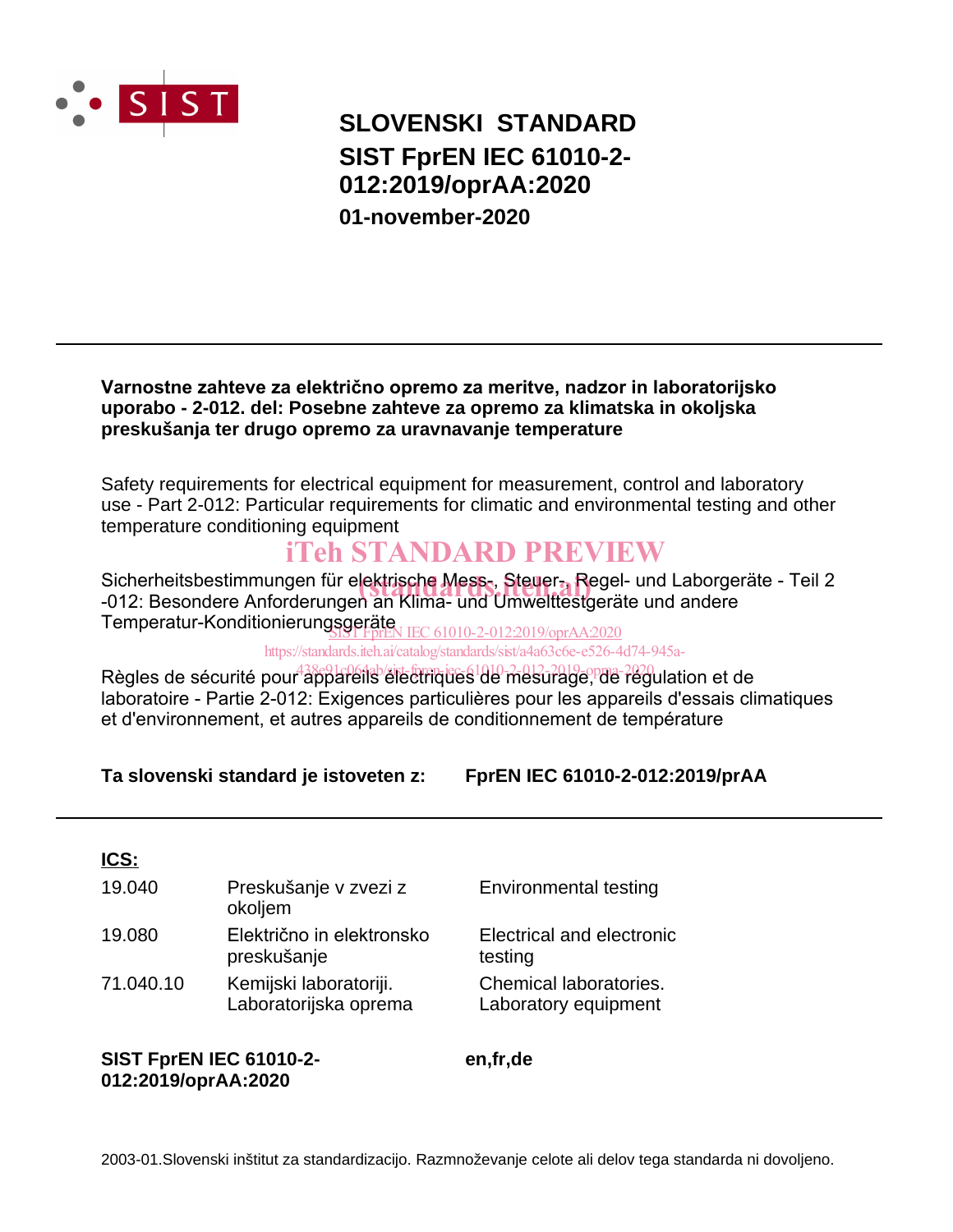# SLOVENSKI STANDARD

# SIST FprEN IEC 61010-2-012:2019/oprAA:2020

**01-november-2020**

**Varnostne zahteve za električno opremo za meritve, nadzor in laboratorijsko uporabo - 2-012. del: Posebne zahteve za opremo za klimatska in okoljska preskušanja ter drugo opremo za uravnavanje temperature**

Safety requirements for electrical equipment for measurement, control and laboratory use - Part 2-012: Particular requirements for climatic and environmental testing and other temperature conditioning equipment

Sicherheitsbestimmungen für elektrische Mess-, Steuer-, Regel- und Laborgeräte - Teil 2 -012: Besondere Anforderungen an Klima- und Umwelttestgeräte und andere Temperatur-Konditionierungsgeräte

Règles de sécurité pour appareils électriques de mesurage, de régulation et de laboratoire - Partie 2-012: Exigences particulières pour les appareils d'essais climatiques et d'environnement, et autres appareils de conditionnement de température

**Ta slovenski standard je istoveten z: FprEN IEC 61010-2-012:2019/prAA**

**ICS:**

| | | |
|---|---|---|
| 19.040 | Preskušanje v zvezi z okoljem | Environmental testing |
| 19.080 | Električno in elektronsko preskušanje | Electrical and electronic testing |
| 71.040.10 | Kemijski laboratoriji. Laboratorijska oprema | Chemical laboratories. Laboratory equipment |

**SIST FprEN IEC 61010-2-012:2019/oprAA:2020** **en,fr,de**

2003-01.Slovenski inštitut za standardizacijo. Razmnoževanje celote ali delov tega standarda ni dovoljeno.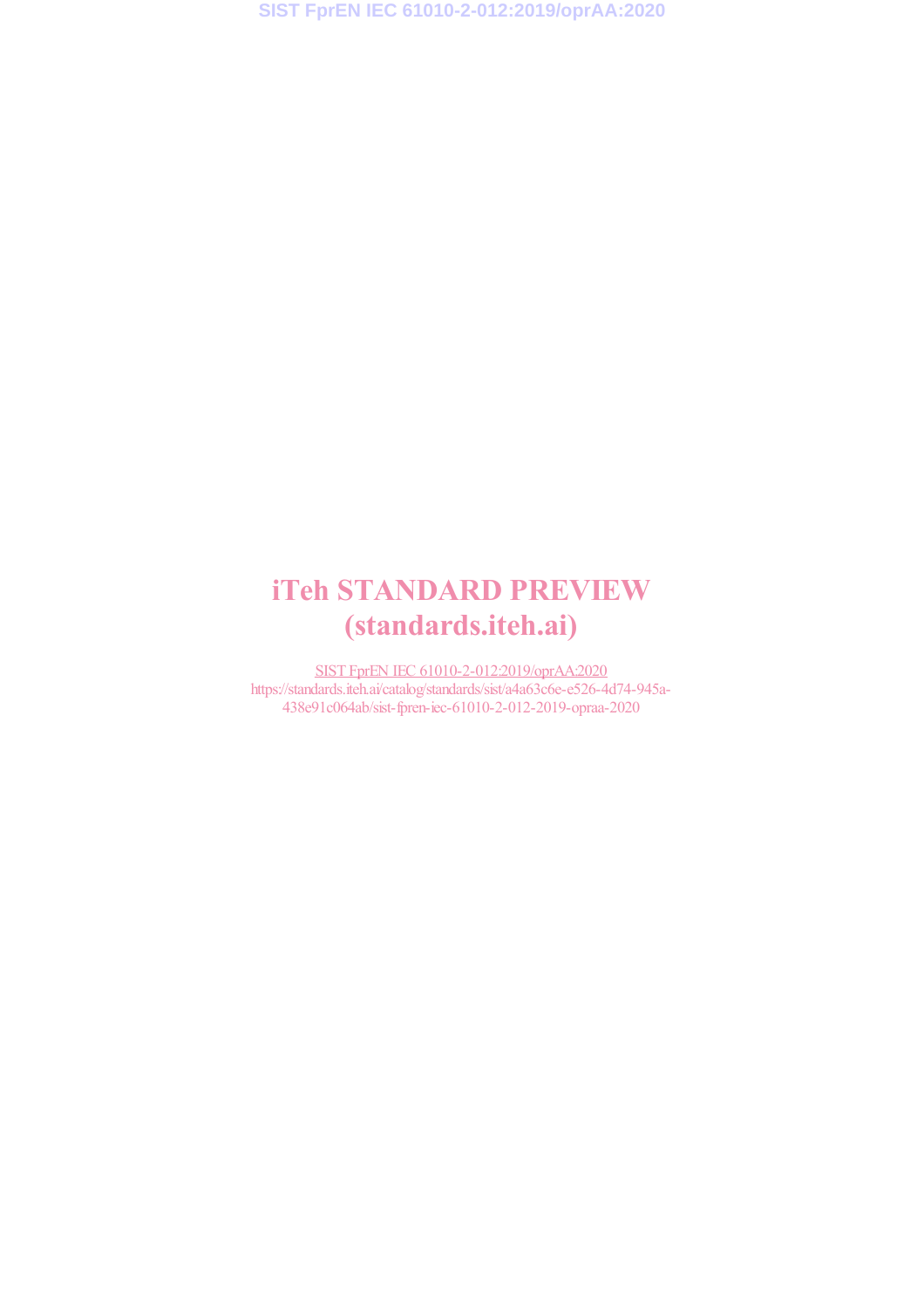iTeh STANDARD PREVIEW
(standards.iteh.ai)

SIST FprEN IEC 61010-2-012:2019/oprAA:2020
https://standards.iteh.ai/catalog/standards/sist/a4a63c6e-e526-4d74-945a-438e91c064ab/sist-fpren-iec-61010-2-012-2019-opraa-2020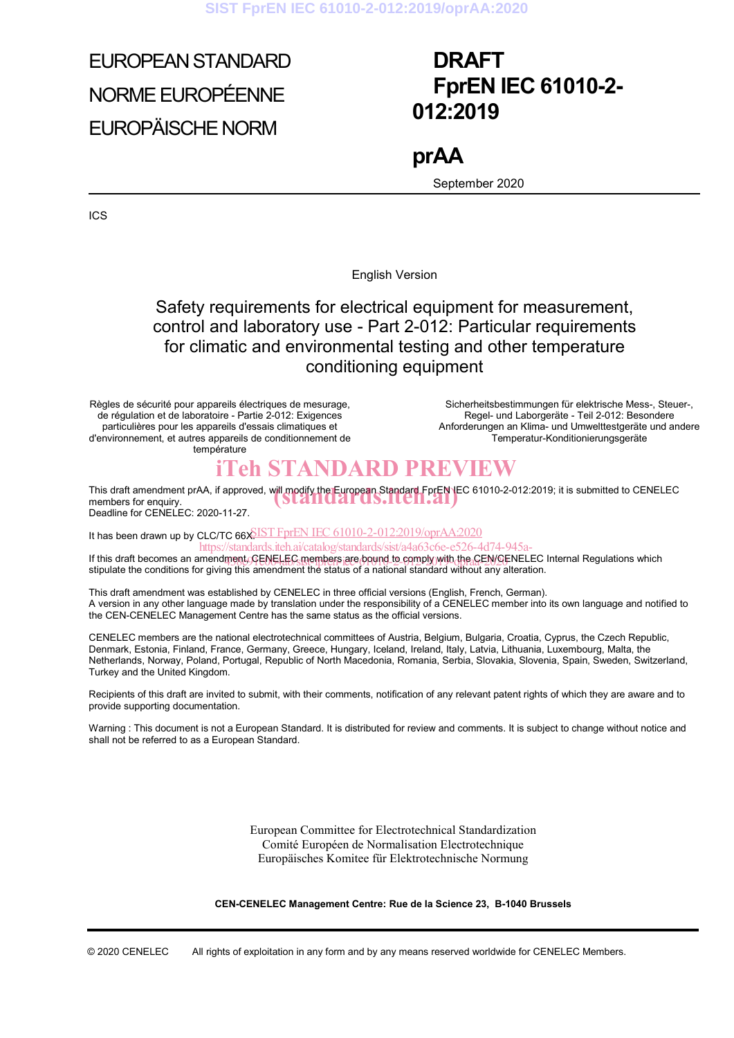EUROPEAN STANDARD

NORME EUROPÉENNE

EUROPÄISCHE NORM

# DRAFT
# FprEN IEC 61010-2-012:2019
# prAA

September 2020

ICS

English Version

## Safety requirements for electrical equipment for measurement, control and laboratory use - Part 2-012: Particular requirements for climatic and environmental testing and other temperature conditioning equipment

Règles de sécurité pour appareils électriques de mesurage, de régulation et de laboratoire - Partie 2-012: Exigences particulières pour les appareils d'essais climatiques et d'environnement, et autres appareils de conditionnement de température

Sicherheitsbestimmungen für elektrische Mess-, Steuer-, Regel- und Laborgeräte - Teil 2-012: Besondere Anforderungen an Klima- und Umwelttestgeräte und andere Temperatur-Konditionierungsgeräte

This draft amendment prAA, if approved, will modify the European Standard FprEN IEC 61010-2-012:2019; it is submitted to CENELEC members for enquiry.
Deadline for CENELEC: 2020-11-27.

It has been drawn up by CLC/TC 66X.

If this draft becomes an amendment, CENELEC members are bound to comply with the CEN/CENELEC Internal Regulations which stipulate the conditions for giving this amendment the status of a national standard without any alteration.

This draft amendment was established by CENELEC in three official versions (English, French, German).
A version in any other language made by translation under the responsibility of a CENELEC member into its own language and notified to the CEN-CENELEC Management Centre has the same status as the official versions.

CENELEC members are the national electrotechnical committees of Austria, Belgium, Bulgaria, Croatia, Cyprus, the Czech Republic, Denmark, Estonia, Finland, France, Germany, Greece, Hungary, Iceland, Ireland, Italy, Latvia, Lithuania, Luxembourg, Malta, the Netherlands, Norway, Poland, Portugal, Republic of North Macedonia, Romania, Serbia, Slovakia, Slovenia, Spain, Sweden, Switzerland, Turkey and the United Kingdom.

Recipients of this draft are invited to submit, with their comments, notification of any relevant patent rights of which they are aware and to provide supporting documentation.

Warning : This document is not a European Standard. It is distributed for review and comments. It is subject to change without notice and shall not be referred to as a European Standard.

European Committee for Electrotechnical Standardization
Comité Européen de Normalisation Electrotechnique
Europäisches Komitee für Elektrotechnische Normung

**CEN-CENELEC Management Centre: Rue de la Science 23, B-1040 Brussels**

© 2020 CENELEC All rights of exploitation in any form and by any means reserved worldwide for CENELEC Members.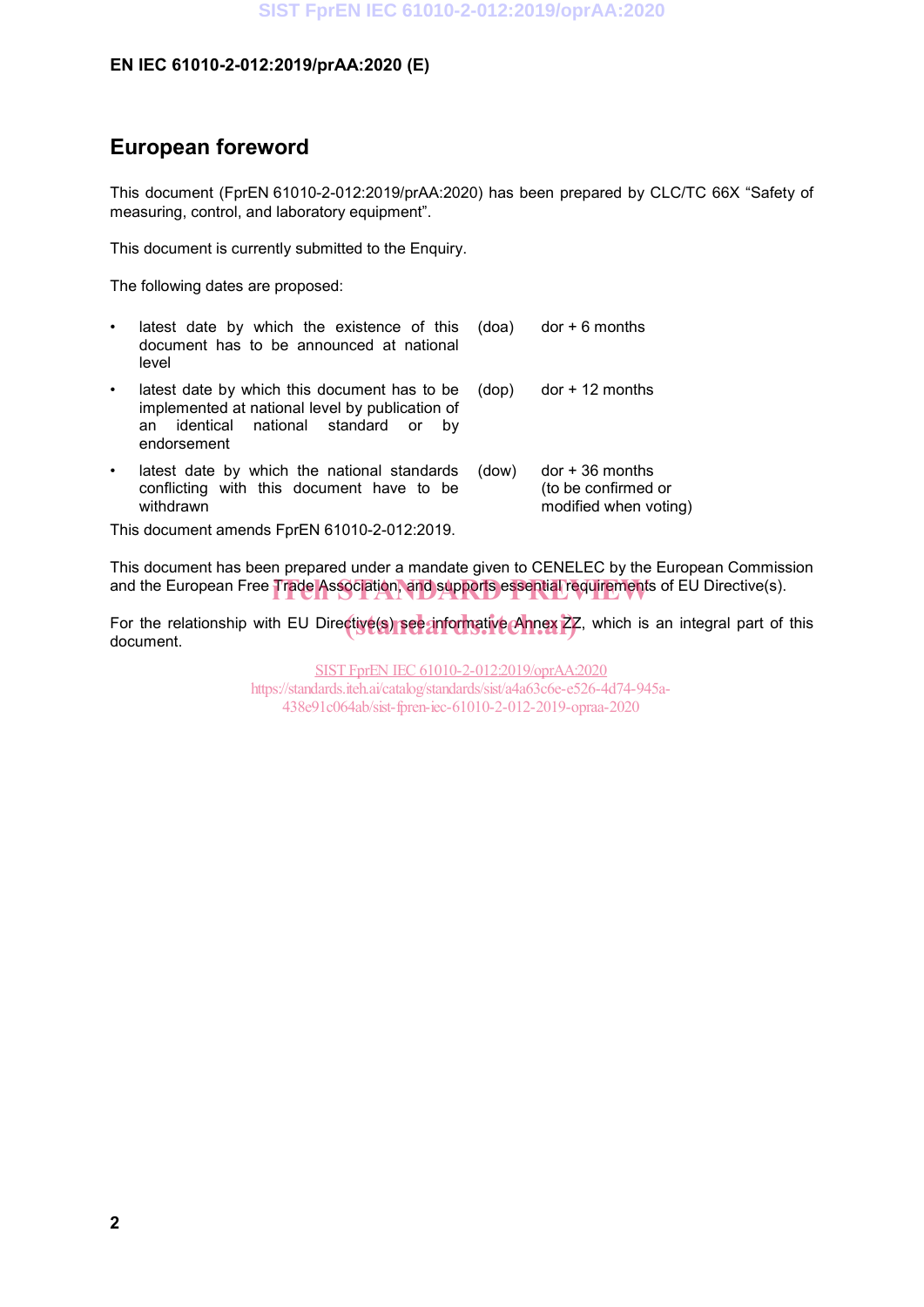# European foreword

This document (FprEN 61010-2-012:2019/prAA:2020) has been prepared by CLC/TC 66X "Safety of measuring, control, and laboratory equipment".

This document is currently submitted to the Enquiry.

The following dates are proposed:

| | | |
|---|---|---|
| • latest date by which the existence of this document has to be announced at national level | (doa) | dor + 6 months |
| • latest date by which this document has to be implemented at national level by publication of an identical national standard or by endorsement | (dop) | dor + 12 months |
| • latest date by which the national standards conflicting with this document have to be withdrawn | (dow) | dor + 36 months (to be confirmed or modified when voting) |

This document amends FprEN 61010-2-012:2019.

This document has been prepared under a mandate given to CENELEC by the European Commission and the European Free Trade Association, and supports essential requirements of EU Directive(s).

For the relationship with EU Directive(s) see informative Annex ZZ, which is an integral part of this document.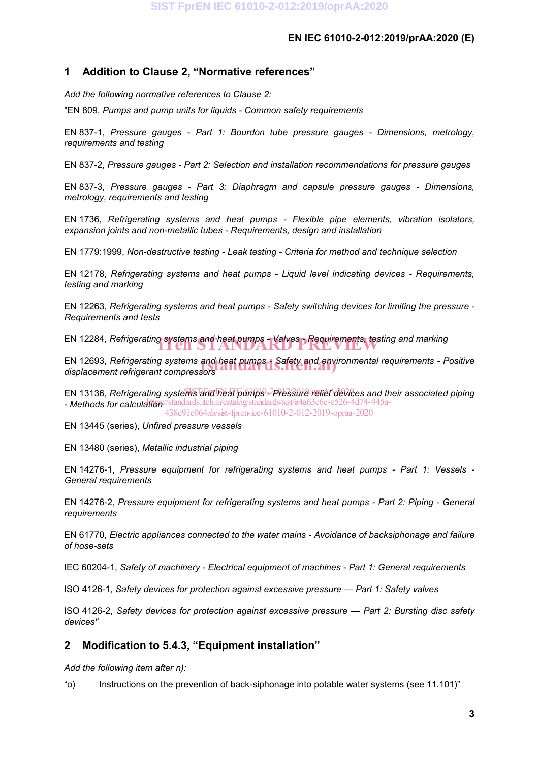## 1 Addition to Clause 2, "Normative references"

*Add the following normative references to Clause 2:*

"EN 809, *Pumps and pump units for liquids - Common safety requirements*

EN 837-1, *Pressure gauges - Part 1: Bourdon tube pressure gauges - Dimensions, metrology, requirements and testing*

EN 837-2, *Pressure gauges - Part 2: Selection and installation recommendations for pressure gauges*

EN 837-3, *Pressure gauges - Part 3: Diaphragm and capsule pressure gauges - Dimensions, metrology, requirements and testing*

EN 1736, *Refrigerating systems and heat pumps - Flexible pipe elements, vibration isolators, expansion joints and non-metallic tubes - Requirements, design and installation*

EN 1779:1999, *Non-destructive testing - Leak testing - Criteria for method and technique selection*

EN 12178, *Refrigerating systems and heat pumps - Liquid level indicating devices - Requirements, testing and marking*

EN 12263, *Refrigerating systems and heat pumps - Safety switching devices for limiting the pressure - Requirements and tests*

EN 12284, *Refrigerating systems and heat pumps - Valves - Requirements, testing and marking*

EN 12693, *Refrigerating systems and heat pumps - Safety and environmental requirements - Positive displacement refrigerant compressors*

EN 13136, *Refrigerating systems and heat pumps - Pressure relief devices and their associated piping - Methods for calculation*

EN 13445 (series), *Unfired pressure vessels*

EN 13480 (series), *Metallic industrial piping*

EN 14276-1, *Pressure equipment for refrigerating systems and heat pumps - Part 1: Vessels - General requirements*

EN 14276-2, *Pressure equipment for refrigerating systems and heat pumps - Part 2: Piping - General requirements*

EN 61770, *Electric appliances connected to the water mains - Avoidance of backsiphonage and failure of hose-sets*

IEC 60204-1, *Safety of machinery - Electrical equipment of machines - Part 1: General requirements*

ISO 4126-1, *Safety devices for protection against excessive pressure — Part 1: Safety valves*

ISO 4126-2, *Safety devices for protection against excessive pressure — Part 2: Bursting disc safety devices*"

## 2 Modification to 5.4.3, "Equipment installation"

*Add the following item after n):*

"o) Instructions on the prevention of back-siphonage into potable water systems (see 11.101)"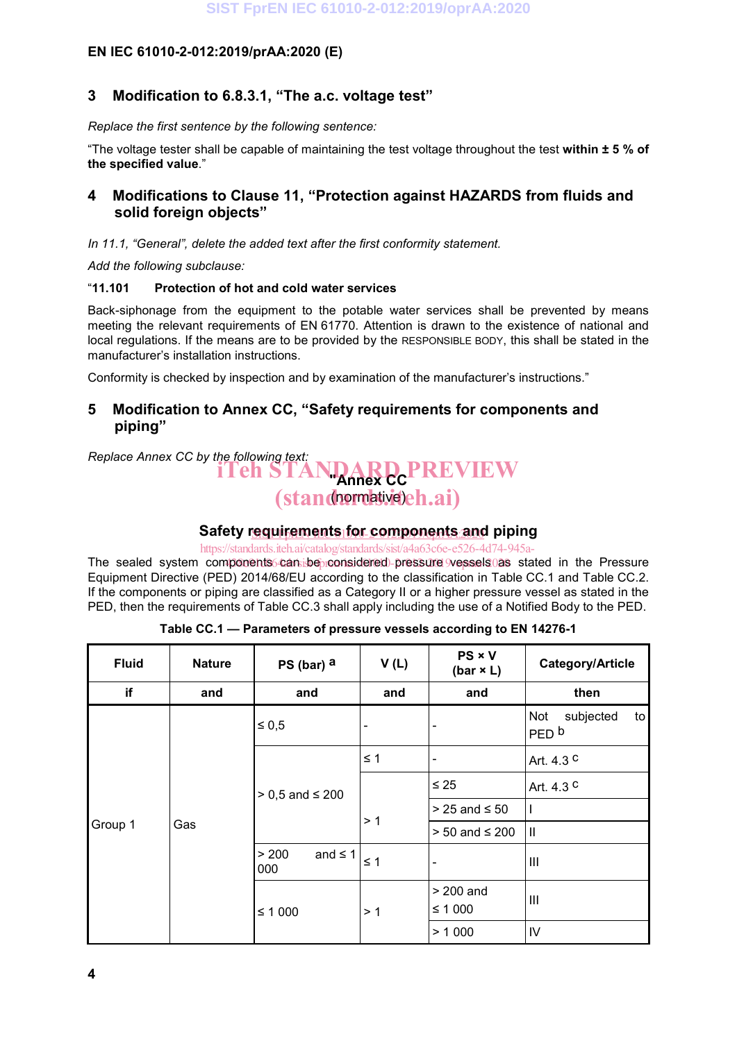## 3 Modification to 6.8.3.1, "The a.c. voltage test"

*Replace the first sentence by the following sentence:*

"The voltage tester shall be capable of maintaining the test voltage throughout the test **within ± 5 % of the specified value**."

## 4 Modifications to Clause 11, "Protection against HAZARDS from fluids and solid foreign objects"

*In 11.1, "General", delete the added text after the first conformity statement.*

*Add the following subclause:*

"**11.101 Protection of hot and cold water services**

Back-siphonage from the equipment to the potable water services shall be prevented by means meeting the relevant requirements of EN 61770. Attention is drawn to the existence of national and local regulations. If the means are to be provided by the RESPONSIBLE BODY, this shall be stated in the manufacturer's installation instructions.

Conformity is checked by inspection and by examination of the manufacturer's instructions."

## 5 Modification to Annex CC, "Safety requirements for components and piping"

*Replace Annex CC by the following text:*

"**Annex CC**
(normative)

**Safety requirements for components and piping**

The sealed system components can be considered pressure vessels as stated in the Pressure Equipment Directive (PED) 2014/68/EU according to the classification in Table CC.1 and Table CC.2. If the components or piping are classified as a Category II or a higher pressure vessel as stated in the PED, then the requirements of Table CC.3 shall apply including the use of a Notified Body to the PED.

**Table CC.1 — Parameters of pressure vessels according to EN 14276-1**

| Fluid | Nature | PS (bar) [a] | V (L) | PS × V (bar × L) | Category/Article |
|---|---|---|---|---|---|
| **if** | **and** | **and** | **and** | **and** | **then** |
| Group 1 | Gas | ≤ 0,5 | - | - | Not subjected to PED [b] |
| | | > 0,5 and ≤ 200 | ≤ 1 | - | Art. 4.3 [c] |
| | | | > 1 | ≤ 25 | Art. 4.3 [c] |
| | | | | > 25 and ≤ 50 | I |
| | | | | > 50 and ≤ 200 | II |
| | | > 200 and ≤ 1 000 | ≤ 1 | - | III |
| | | ≤ 1 000 | > 1 | > 200 and ≤ 1 000 | III |
| | | | | > 1 000 | IV |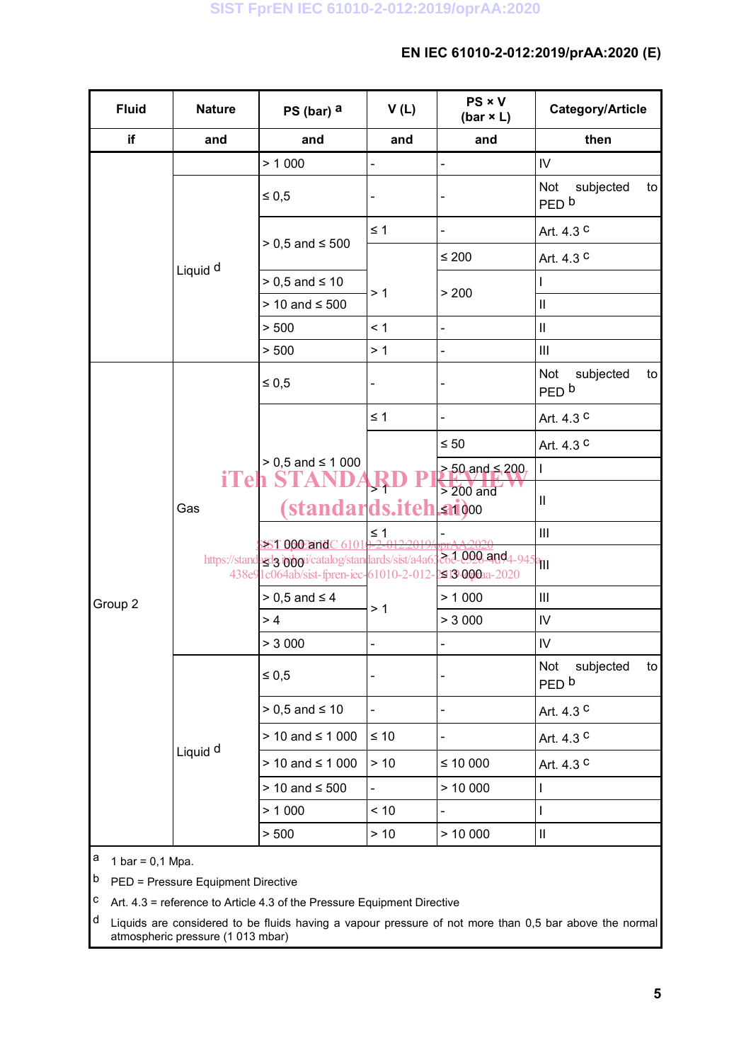| Fluid | Nature | PS (bar) [a] | V (L) | PS × V (bar × L) | Category/Article |
|---|---|---|---|---|---|
| if | and | and | and | and | then |
| | | > 1 000 | - | - | IV |
| | Liquid [d] | ≤ 0,5 | - | - | Not subjected to PED [b] |
| | | > 0,5 and ≤ 500 | ≤ 1 | - | Art. 4.3 [c] |
| | | | > 1 | ≤ 200 | Art. 4.3 [c] |
| | | > 0,5 and ≤ 10 | > 1 | > 200 | I |
| | | > 10 and ≤ 500 | | | II |
| | | > 500 | < 1 | - | II |
| | | > 500 | > 1 | - | III |
| Group 2 | Gas | ≤ 0,5 | - | - | Not subjected to PED [b] |
| | | > 0,5 and ≤ 1 000 | ≤ 1 | - | Art. 4.3 [c] |
| | | | > 1 | ≤ 50 | Art. 4.3 [c] |
| | | | | > 50 and ≤ 200 | I |
| | | | | > 200 and ≤ 1 000 | II |
| | | > 1 000 and ≤ 3 000 | ≤ 1 | - | III |
| | | | > 1 | > 1 000 and ≤ 3 000 | III |
| | | > 0,5 and ≤ 4 | > 1 | > 1 000 | III |
| | | > 4 | | > 3 000 | IV |
| | | > 3 000 | - | - | IV |
| | Liquid [d] | ≤ 0,5 | - | - | Not subjected to PED [b] |
| | | > 0,5 and ≤ 10 | - | - | Art. 4.3 [c] |
| | | > 10 and ≤ 1 000 | ≤ 10 | - | Art. 4.3 [c] |
| | | > 10 and ≤ 1 000 | > 10 | ≤ 10 000 | Art. 4.3 [c] |
| | | > 10 and ≤ 500 | - | > 10 000 | I |
| | | > 1 000 | < 10 | - | I |
| | | > 500 | > 10 | > 10 000 | II |

[a] 1 bar = 0,1 Mpa.

[b] PED = Pressure Equipment Directive

[c] Art. 4.3 = reference to Article 4.3 of the Pressure Equipment Directive

[d] Liquids are considered to be fluids having a vapour pressure of not more than 0,5 bar above the normal atmospheric pressure (1 013 mbar)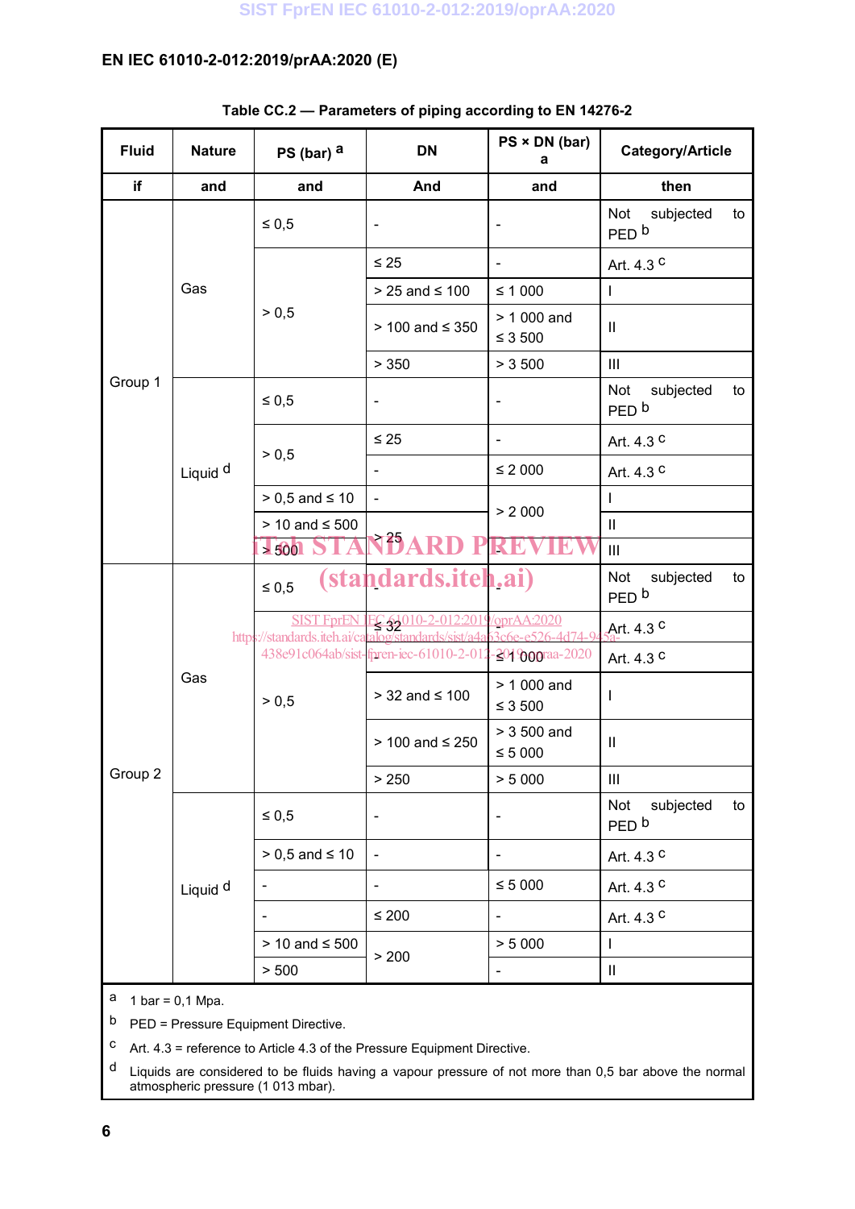**Table CC.2 — Parameters of piping according to EN 14276-2**

| Fluid | Nature | PS (bar) [a] | DN | PS × DN (bar) [a] | Category/Article |
|---|---|---|---|---|---|
| if | and | and | And | and | then |
| Group 1 | Gas | ≤ 0,5 | - | - | Not subjected to PED [b] |
| | | > 0,5 | ≤ 25 | - | Art. 4.3 [c] |
| | | | > 25 and ≤ 100 | ≤ 1 000 | I |
| | | | > 100 and ≤ 350 | > 1 000 and ≤ 3 500 | II |
| | | | > 350 | > 3 500 | III |
| | Liquid [d] | ≤ 0,5 | - | - | Not subjected to PED [b] |
| | | > 0,5 | ≤ 25 | - | Art. 4.3 [c] |
| | | | - | ≤ 2 000 | Art. 4.3 [c] |
| | | > 0,5 and ≤ 10 | - | > 2 000 | I |
| | | > 10 and ≤ 500 | > 25 | | II |
| | | > 500 | | | III |
| Group 2 | Gas | ≤ 0,5 | - | - | Not subjected to PED [b] |
| | | > 0,5 | ≤ 32 | - | Art. 4.3 [c] |
| | | | - | ≤ 1 000 | Art. 4.3 [c] |
| | | | > 32 and ≤ 100 | > 1 000 and ≤ 3 500 | I |
| | | | > 100 and ≤ 250 | > 3 500 and ≤ 5 000 | II |
| | | | > 250 | > 5 000 | III |
| | Liquid [d] | ≤ 0,5 | - | - | Not subjected to PED [b] |
| | | > 0,5 and ≤ 10 | - | - | Art. 4.3 [c] |
| | | - | - | ≤ 5 000 | Art. 4.3 [c] |
| | | - | ≤ 200 | - | Art. 4.3 [c] |
| | | > 10 and ≤ 500 | > 200 | > 5 000 | I |
| | | > 500 | | - | II |

[a] 1 bar = 0,1 Mpa.

[b] PED = Pressure Equipment Directive.

[c] Art. 4.3 = reference to Article 4.3 of the Pressure Equipment Directive.

[d] Liquids are considered to be fluids having a vapour pressure of not more than 0,5 bar above the normal atmospheric pressure (1 013 mbar).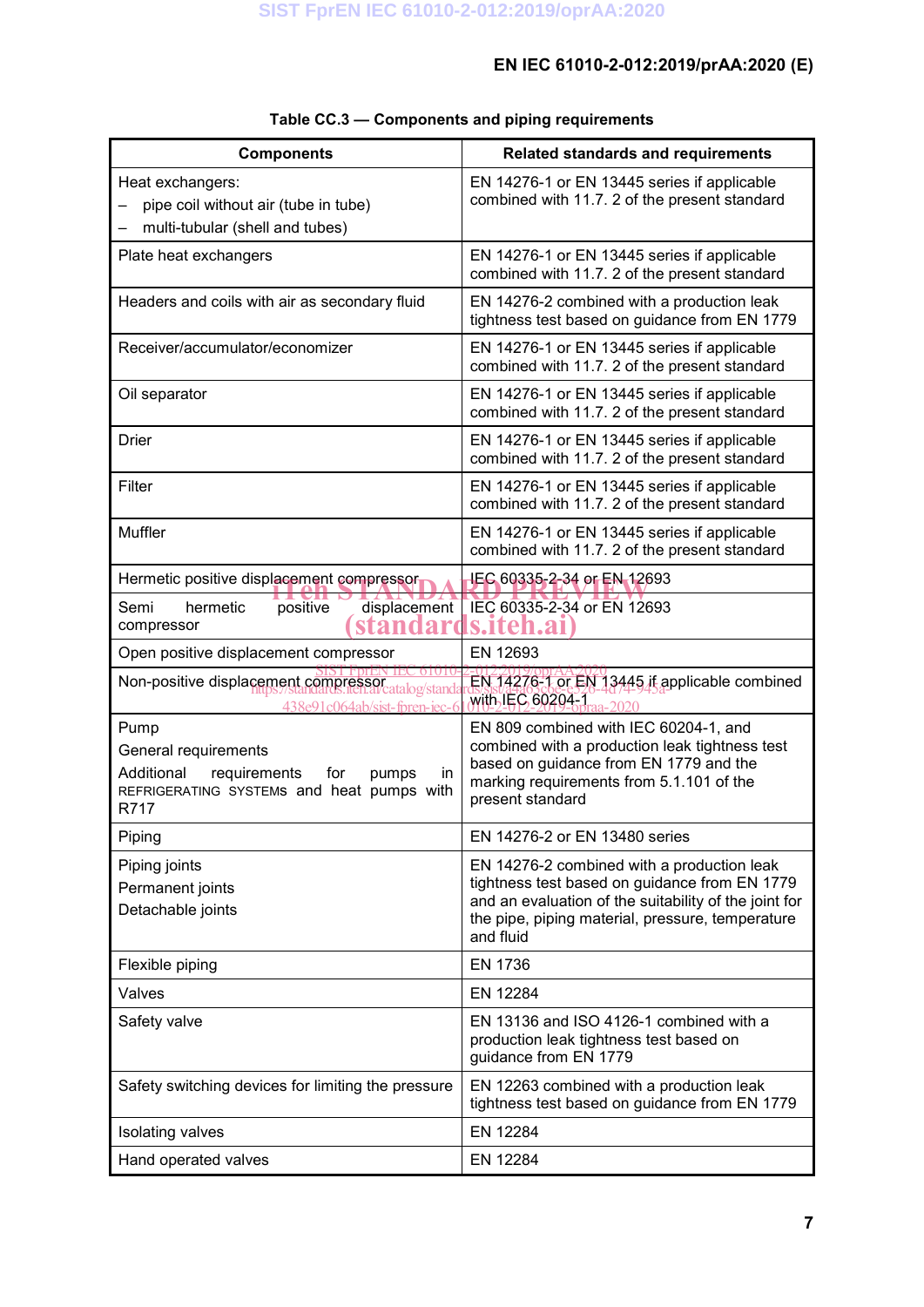**Table CC.3 — Components and piping requirements**

| Components | Related standards and requirements |
|---|---|
| Heat exchangers:<br>– pipe coil without air (tube in tube)<br>– multi-tubular (shell and tubes) | EN 14276-1 or EN 13445 series if applicable combined with 11.7. 2 of the present standard |
| Plate heat exchangers | EN 14276-1 or EN 13445 series if applicable combined with 11.7. 2 of the present standard |
| Headers and coils with air as secondary fluid | EN 14276-2 combined with a production leak tightness test based on guidance from EN 1779 |
| Receiver/accumulator/economizer | EN 14276-1 or EN 13445 series if applicable combined with 11.7. 2 of the present standard |
| Oil separator | EN 14276-1 or EN 13445 series if applicable combined with 11.7. 2 of the present standard |
| Drier | EN 14276-1 or EN 13445 series if applicable combined with 11.7. 2 of the present standard |
| Filter | EN 14276-1 or EN 13445 series if applicable combined with 11.7. 2 of the present standard |
| Muffler | EN 14276-1 or EN 13445 series if applicable combined with 11.7. 2 of the present standard |
| Hermetic positive displacement compressor | IEC 60335-2-34 or EN 12693 |
| Semi hermetic positive displacement compressor | IEC 60335-2-34 or EN 12693 |
| Open positive displacement compressor | EN 12693 |
| Non-positive displacement compressor | EN 14276-1 or EN 13445 if applicable combined with IEC 60204-1 |
| Pump<br>General requirements<br>Additional requirements for pumps in REFRIGERATING SYSTEMS and heat pumps with R717 | EN 809 combined with IEC 60204-1, and combined with a production leak tightness test based on guidance from EN 1779 and the marking requirements from 5.1.101 of the present standard |
| Piping | EN 14276-2 or EN 13480 series |
| Piping joints<br>Permanent joints<br>Detachable joints | EN 14276-2 combined with a production leak tightness test based on guidance from EN 1779 and an evaluation of the suitability of the joint for the pipe, piping material, pressure, temperature and fluid |
| Flexible piping | EN 1736 |
| Valves | EN 12284 |
| Safety valve | EN 13136 and ISO 4126-1 combined with a production leak tightness test based on guidance from EN 1779 |
| Safety switching devices for limiting the pressure | EN 12263 combined with a production leak tightness test based on guidance from EN 1779 |
| Isolating valves | EN 12284 |
| Hand operated valves | EN 12284 |